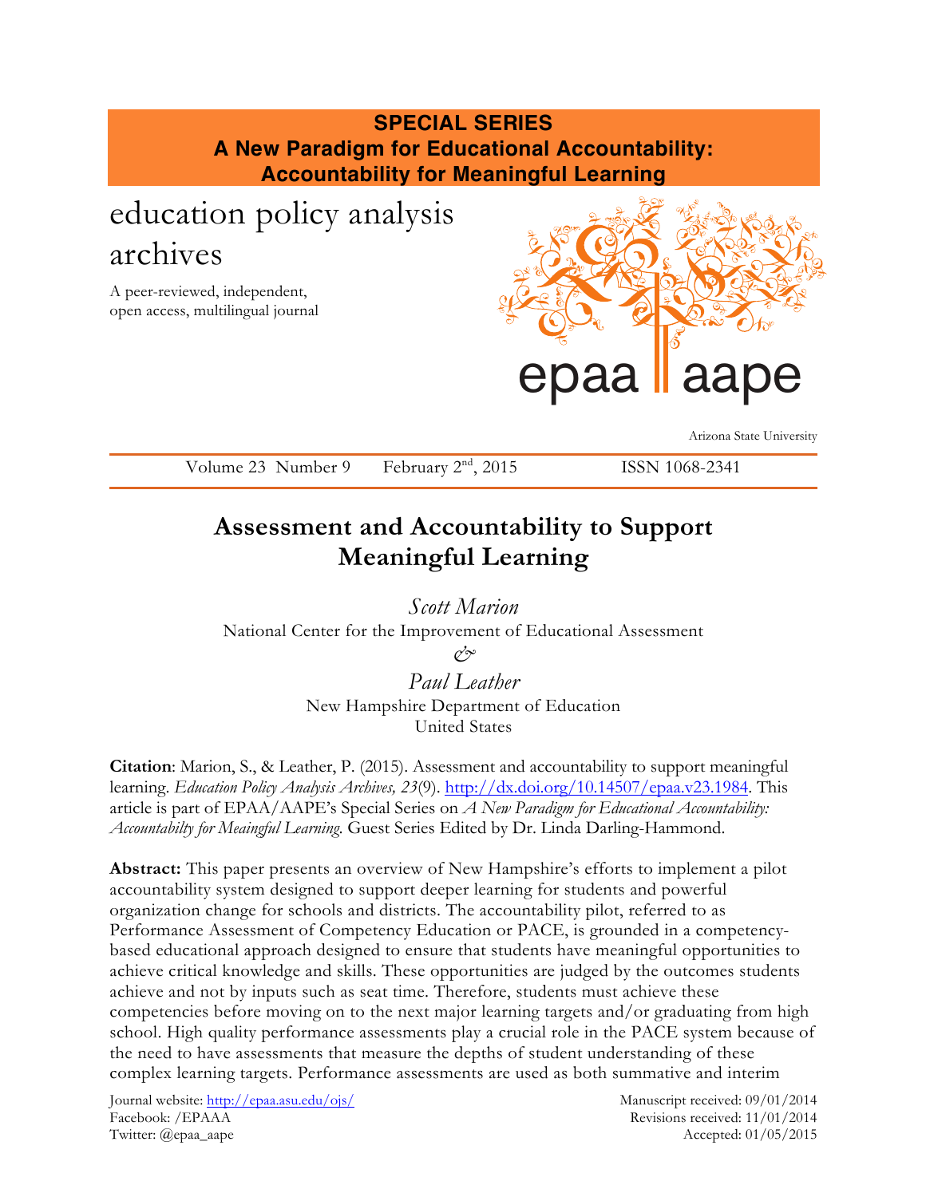**SPECIAL SERIES**
**A New Paradigm for Educational Accountability: Accountability for Meaningful Learning**

education policy analysis archives

A peer-reviewed, independent, open access, multilingual journal

epaa aape

Arizona State University

Volume 23 Number 9 February 2nd, 2015 ISSN 1068-2341

# Assessment and Accountability to Support Meaningful Learning

*Scott Marion*
National Center for the Improvement of Educational Assessment

&

*Paul Leather*
New Hampshire Department of Education
United States

**Citation**: Marion, S., & Leather, P. (2015). Assessment and accountability to support meaningful learning. *Education Policy Analysis Archives, 23*(9). http://dx.doi.org/10.14507/epaa.v23.1984. This article is part of EPAA/AAPE's Special Series on *A New Paradigm for Educational Accountability: Accountabilty for Meaingful Learning.* Guest Series Edited by Dr. Linda Darling-Hammond.

**Abstract:** This paper presents an overview of New Hampshire's efforts to implement a pilot accountability system designed to support deeper learning for students and powerful organization change for schools and districts. The accountability pilot, referred to as Performance Assessment of Competency Education or PACE, is grounded in a competency-based educational approach designed to ensure that students have meaningful opportunities to achieve critical knowledge and skills. These opportunities are judged by the outcomes students achieve and not by inputs such as seat time. Therefore, students must achieve these competencies before moving on to the next major learning targets and/or graduating from high school. High quality performance assessments play a crucial role in the PACE system because of the need to have assessments that measure the depths of student understanding of these complex learning targets. Performance assessments are used as both summative and interim

Journal website: http://epaa.asu.edu/ojs/
Facebook: /EPAAA
Twitter: @epaa_aape

Manuscript received: 09/01/2014
Revisions received: 11/01/2014
Accepted: 01/05/2015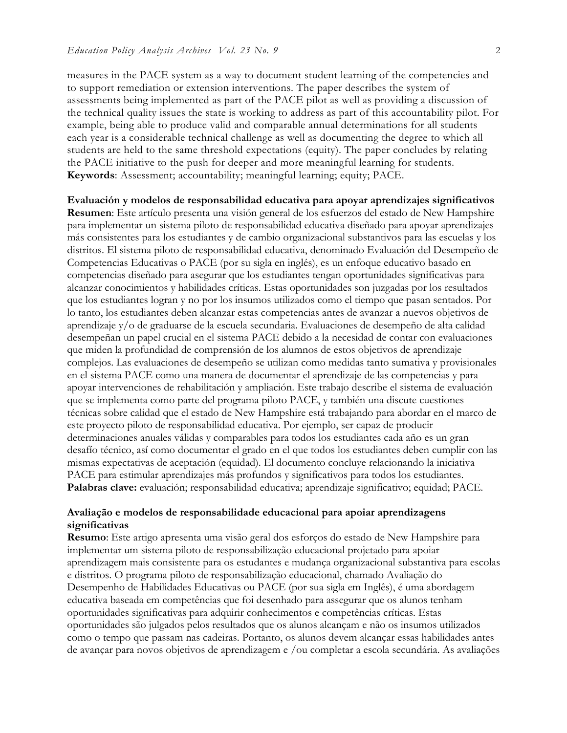measures in the PACE system as a way to document student learning of the competencies and to support remediation or extension interventions. The paper describes the system of assessments being implemented as part of the PACE pilot as well as providing a discussion of the technical quality issues the state is working to address as part of this accountability pilot. For example, being able to produce valid and comparable annual determinations for all students each year is a considerable technical challenge as well as documenting the degree to which all students are held to the same threshold expectations (equity). The paper concludes by relating the PACE initiative to the push for deeper and more meaningful learning for students.
**Keywords**: Assessment; accountability; meaningful learning; equity; PACE.

**Evaluación y modelos de responsabilidad educativa para apoyar aprendizajes significativos**
**Resumen**: Este artículo presenta una visión general de los esfuerzos del estado de New Hampshire para implementar un sistema piloto de responsabilidad educativa diseñado para apoyar aprendizajes más consistentes para los estudiantes y de cambio organizacional substantivos para las escuelas y los distritos. El sistema piloto de responsabilidad educativa, denominado Evaluación del Desempeño de Competencias Educativas o PACE (por su sigla en inglés), es un enfoque educativo basado en competencias diseñado para asegurar que los estudiantes tengan oportunidades significativas para alcanzar conocimientos y habilidades críticas. Estas oportunidades son juzgadas por los resultados que los estudiantes logran y no por los insumos utilizados como el tiempo que pasan sentados. Por lo tanto, los estudiantes deben alcanzar estas competencias antes de avanzar a nuevos objetivos de aprendizaje y/o de graduarse de la escuela secundaria. Evaluaciones de desempeño de alta calidad desempeñan un papel crucial en el sistema PACE debido a la necesidad de contar con evaluaciones que miden la profundidad de comprensión de los alumnos de estos objetivos de aprendizaje complejos. Las evaluaciones de desempeño se utilizan como medidas tanto sumativa y provisionales en el sistema PACE como una manera de documentar el aprendizaje de las competencias y para apoyar intervenciones de rehabilitación y ampliación. Este trabajo describe el sistema de evaluación que se implementa como parte del programa piloto PACE, y también una discute cuestiones técnicas sobre calidad que el estado de New Hampshire está trabajando para abordar en el marco de este proyecto piloto de responsabilidad educativa. Por ejemplo, ser capaz de producir determinaciones anuales válidas y comparables para todos los estudiantes cada año es un gran desafío técnico, así como documentar el grado en el que todos los estudiantes deben cumplir con las mismas expectativas de aceptación (equidad). El documento concluye relacionando la iniciativa PACE para estimular aprendizajes más profundos y significativos para todos los estudiantes.
**Palabras clave:** evaluación; responsabilidad educativa; aprendizaje significativo; equidad; PACE.

**Avaliação e modelos de responsabilidade educacional para apoiar aprendizagens significativas**
**Resumo**: Este artigo apresenta uma visão geral dos esforços do estado de New Hampshire para implementar um sistema piloto de responsabilização educacional projetado para apoiar aprendizagem mais consistente para os estudantes e mudança organizacional substantiva para escolas e distritos. O programa piloto de responsabilização educacional, chamado Avaliação do Desempenho de Habilidades Educativas ou PACE (por sua sigla em Inglês), é uma abordagem educativa baseada em competências que foi desenhado para assegurar que os alunos tenham oportunidades significativas para adquirir conhecimentos e competências críticas. Estas oportunidades são julgados pelos resultados que os alunos alcançam e não os insumos utilizados como o tempo que passam nas cadeiras. Portanto, os alunos devem alcançar essas habilidades antes de avançar para novos objetivos de aprendizagem e /ou completar a escola secundária. As avaliações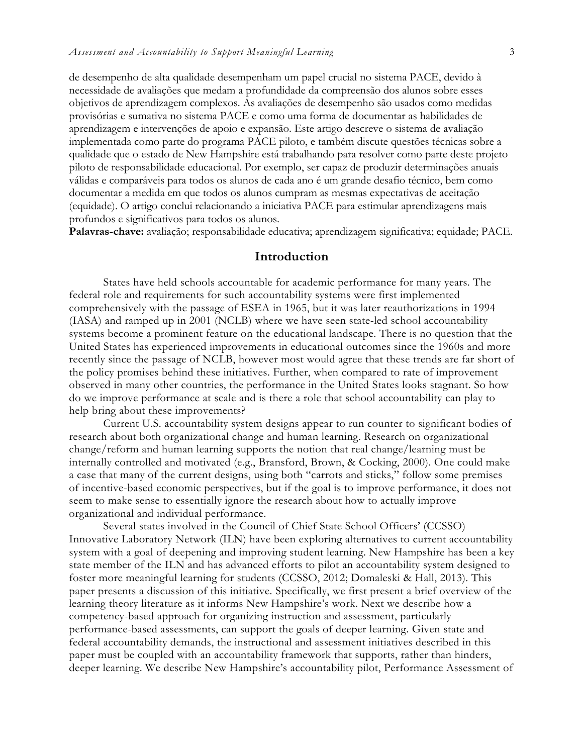de desempenho de alta qualidade desempenham um papel crucial no sistema PACE, devido à necessidade de avaliações que medam a profundidade da compreensão dos alunos sobre esses objetivos de aprendizagem complexos. As avaliações de desempenho são usados como medidas provisórias e sumativa no sistema PACE e como uma forma de documentar as habilidades de aprendizagem e intervenções de apoio e expansão. Este artigo descreve o sistema de avaliação implementada como parte do programa PACE piloto, e também discute questões técnicas sobre a qualidade que o estado de New Hampshire está trabalhando para resolver como parte deste projeto piloto de responsabilidade educacional. Por exemplo, ser capaz de produzir determinações anuais válidas e comparáveis para todos os alunos de cada ano é um grande desafio técnico, bem como documentar a medida em que todos os alunos cumpram as mesmas expectativas de aceitação (equidade). O artigo conclui relacionando a iniciativa PACE para estimular aprendizagens mais profundos e significativos para todos os alunos.

**Palavras-chave:** avaliação; responsabilidade educativa; aprendizagem significativa; equidade; PACE.

## Introduction

States have held schools accountable for academic performance for many years. The federal role and requirements for such accountability systems were first implemented comprehensively with the passage of ESEA in 1965, but it was later reauthorizations in 1994 (IASA) and ramped up in 2001 (NCLB) where we have seen state-led school accountability systems become a prominent feature on the educational landscape. There is no question that the United States has experienced improvements in educational outcomes since the 1960s and more recently since the passage of NCLB, however most would agree that these trends are far short of the policy promises behind these initiatives. Further, when compared to rate of improvement observed in many other countries, the performance in the United States looks stagnant. So how do we improve performance at scale and is there a role that school accountability can play to help bring about these improvements?

Current U.S. accountability system designs appear to run counter to significant bodies of research about both organizational change and human learning. Research on organizational change/reform and human learning supports the notion that real change/learning must be internally controlled and motivated (e.g., Bransford, Brown, & Cocking, 2000). One could make a case that many of the current designs, using both "carrots and sticks," follow some premises of incentive-based economic perspectives, but if the goal is to improve performance, it does not seem to make sense to essentially ignore the research about how to actually improve organizational and individual performance.

Several states involved in the Council of Chief State School Officers' (CCSSO) Innovative Laboratory Network (ILN) have been exploring alternatives to current accountability system with a goal of deepening and improving student learning. New Hampshire has been a key state member of the ILN and has advanced efforts to pilot an accountability system designed to foster more meaningful learning for students (CCSSO, 2012; Domaleski & Hall, 2013). This paper presents a discussion of this initiative. Specifically, we first present a brief overview of the learning theory literature as it informs New Hampshire's work. Next we describe how a competency-based approach for organizing instruction and assessment, particularly performance-based assessments, can support the goals of deeper learning. Given state and federal accountability demands, the instructional and assessment initiatives described in this paper must be coupled with an accountability framework that supports, rather than hinders, deeper learning. We describe New Hampshire's accountability pilot, Performance Assessment of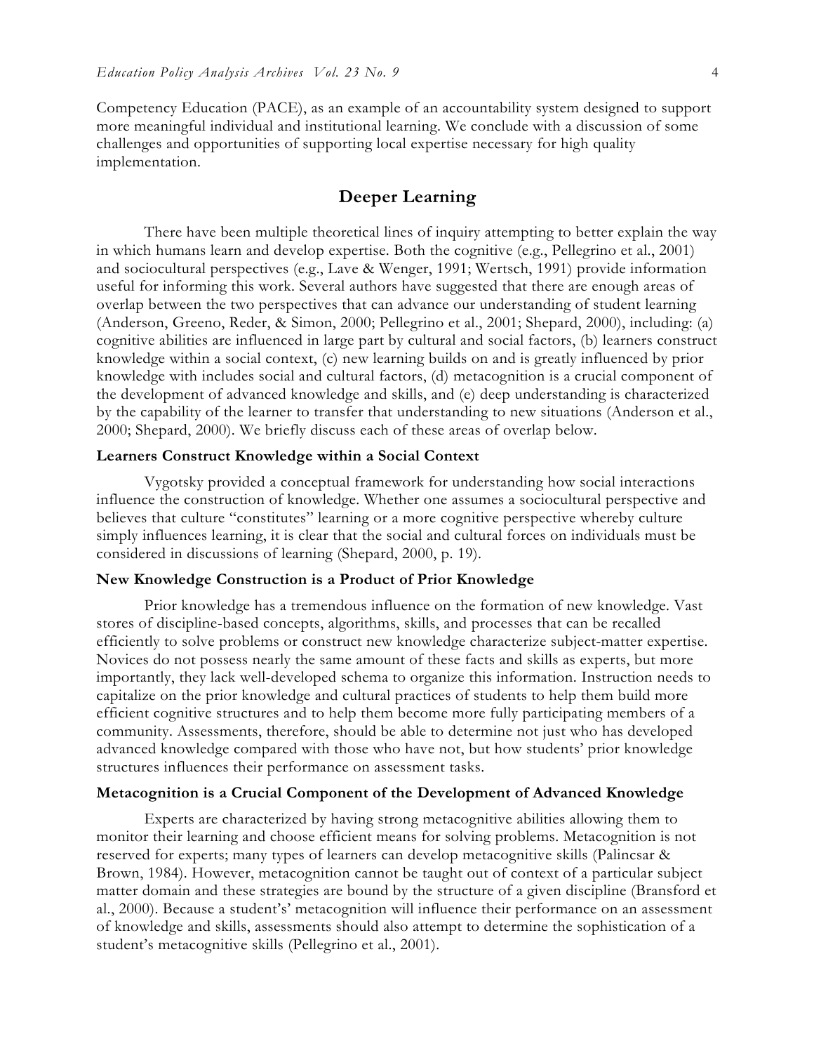Competency Education (PACE), as an example of an accountability system designed to support more meaningful individual and institutional learning. We conclude with a discussion of some challenges and opportunities of supporting local expertise necessary for high quality implementation.

## Deeper Learning

There have been multiple theoretical lines of inquiry attempting to better explain the way in which humans learn and develop expertise. Both the cognitive (e.g., Pellegrino et al., 2001) and sociocultural perspectives (e.g., Lave & Wenger, 1991; Wertsch, 1991) provide information useful for informing this work. Several authors have suggested that there are enough areas of overlap between the two perspectives that can advance our understanding of student learning (Anderson, Greeno, Reder, & Simon, 2000; Pellegrino et al., 2001; Shepard, 2000), including: (a) cognitive abilities are influenced in large part by cultural and social factors, (b) learners construct knowledge within a social context, (c) new learning builds on and is greatly influenced by prior knowledge with includes social and cultural factors, (d) metacognition is a crucial component of the development of advanced knowledge and skills, and (e) deep understanding is characterized by the capability of the learner to transfer that understanding to new situations (Anderson et al., 2000; Shepard, 2000). We briefly discuss each of these areas of overlap below.

### Learners Construct Knowledge within a Social Context

Vygotsky provided a conceptual framework for understanding how social interactions influence the construction of knowledge. Whether one assumes a sociocultural perspective and believes that culture "constitutes" learning or a more cognitive perspective whereby culture simply influences learning, it is clear that the social and cultural forces on individuals must be considered in discussions of learning (Shepard, 2000, p. 19).

### New Knowledge Construction is a Product of Prior Knowledge

Prior knowledge has a tremendous influence on the formation of new knowledge. Vast stores of discipline-based concepts, algorithms, skills, and processes that can be recalled efficiently to solve problems or construct new knowledge characterize subject-matter expertise. Novices do not possess nearly the same amount of these facts and skills as experts, but more importantly, they lack well-developed schema to organize this information. Instruction needs to capitalize on the prior knowledge and cultural practices of students to help them build more efficient cognitive structures and to help them become more fully participating members of a community. Assessments, therefore, should be able to determine not just who has developed advanced knowledge compared with those who have not, but how students' prior knowledge structures influences their performance on assessment tasks.

### Metacognition is a Crucial Component of the Development of Advanced Knowledge

Experts are characterized by having strong metacognitive abilities allowing them to monitor their learning and choose efficient means for solving problems. Metacognition is not reserved for experts; many types of learners can develop metacognitive skills (Palincsar & Brown, 1984). However, metacognition cannot be taught out of context of a particular subject matter domain and these strategies are bound by the structure of a given discipline (Bransford et al., 2000). Because a student's' metacognition will influence their performance on an assessment of knowledge and skills, assessments should also attempt to determine the sophistication of a student's metacognitive skills (Pellegrino et al., 2001).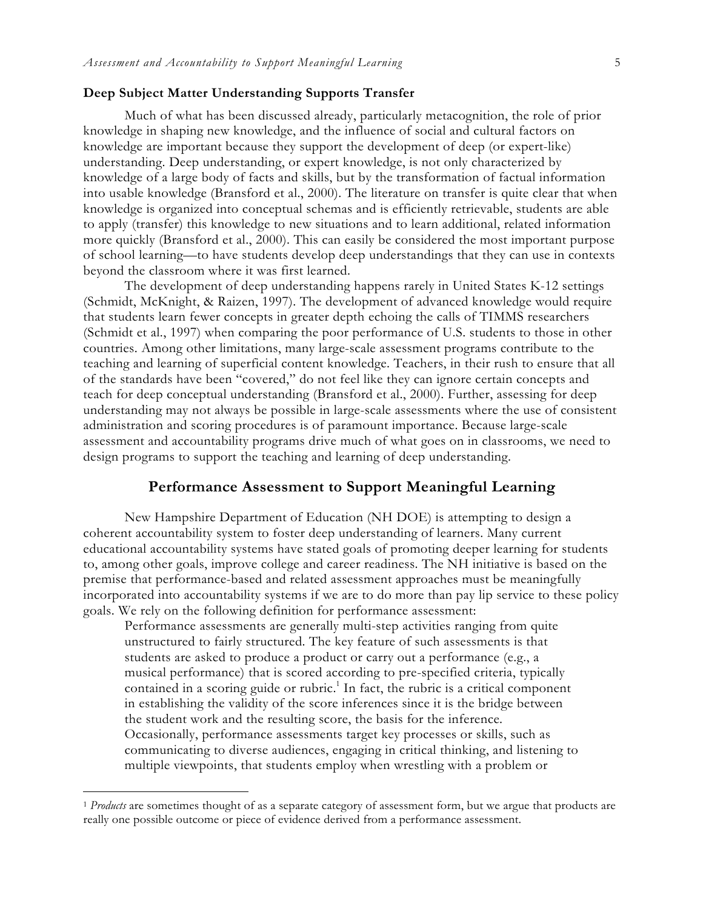### Deep Subject Matter Understanding Supports Transfer

Much of what has been discussed already, particularly metacognition, the role of prior knowledge in shaping new knowledge, and the influence of social and cultural factors on knowledge are important because they support the development of deep (or expert-like) understanding. Deep understanding, or expert knowledge, is not only characterized by knowledge of a large body of facts and skills, but by the transformation of factual information into usable knowledge (Bransford et al., 2000). The literature on transfer is quite clear that when knowledge is organized into conceptual schemas and is efficiently retrievable, students are able to apply (transfer) this knowledge to new situations and to learn additional, related information more quickly (Bransford et al., 2000). This can easily be considered the most important purpose of school learning—to have students develop deep understandings that they can use in contexts beyond the classroom where it was first learned.

The development of deep understanding happens rarely in United States K-12 settings (Schmidt, McKnight, & Raizen, 1997). The development of advanced knowledge would require that students learn fewer concepts in greater depth echoing the calls of TIMMS researchers (Schmidt et al., 1997) when comparing the poor performance of U.S. students to those in other countries. Among other limitations, many large-scale assessment programs contribute to the teaching and learning of superficial content knowledge. Teachers, in their rush to ensure that all of the standards have been "covered," do not feel like they can ignore certain concepts and teach for deep conceptual understanding (Bransford et al., 2000). Further, assessing for deep understanding may not always be possible in large-scale assessments where the use of consistent administration and scoring procedures is of paramount importance. Because large-scale assessment and accountability programs drive much of what goes on in classrooms, we need to design programs to support the teaching and learning of deep understanding.

## Performance Assessment to Support Meaningful Learning

New Hampshire Department of Education (NH DOE) is attempting to design a coherent accountability system to foster deep understanding of learners. Many current educational accountability systems have stated goals of promoting deeper learning for students to, among other goals, improve college and career readiness. The NH initiative is based on the premise that performance-based and related assessment approaches must be meaningfully incorporated into accountability systems if we are to do more than pay lip service to these policy goals. We rely on the following definition for performance assessment:

> Performance assessments are generally multi-step activities ranging from quite unstructured to fairly structured. The key feature of such assessments is that students are asked to produce a product or carry out a performance (e.g., a musical performance) that is scored according to pre-specified criteria, typically contained in a scoring guide or rubric.[1] In fact, the rubric is a critical component in establishing the validity of the score inferences since it is the bridge between the student work and the resulting score, the basis for the inference. Occasionally, performance assessments target key processes or skills, such as communicating to diverse audiences, engaging in critical thinking, and listening to multiple viewpoints, that students employ when wrestling with a problem or

[1] *Products* are sometimes thought of as a separate category of assessment form, but we argue that products are really one possible outcome or piece of evidence derived from a performance assessment.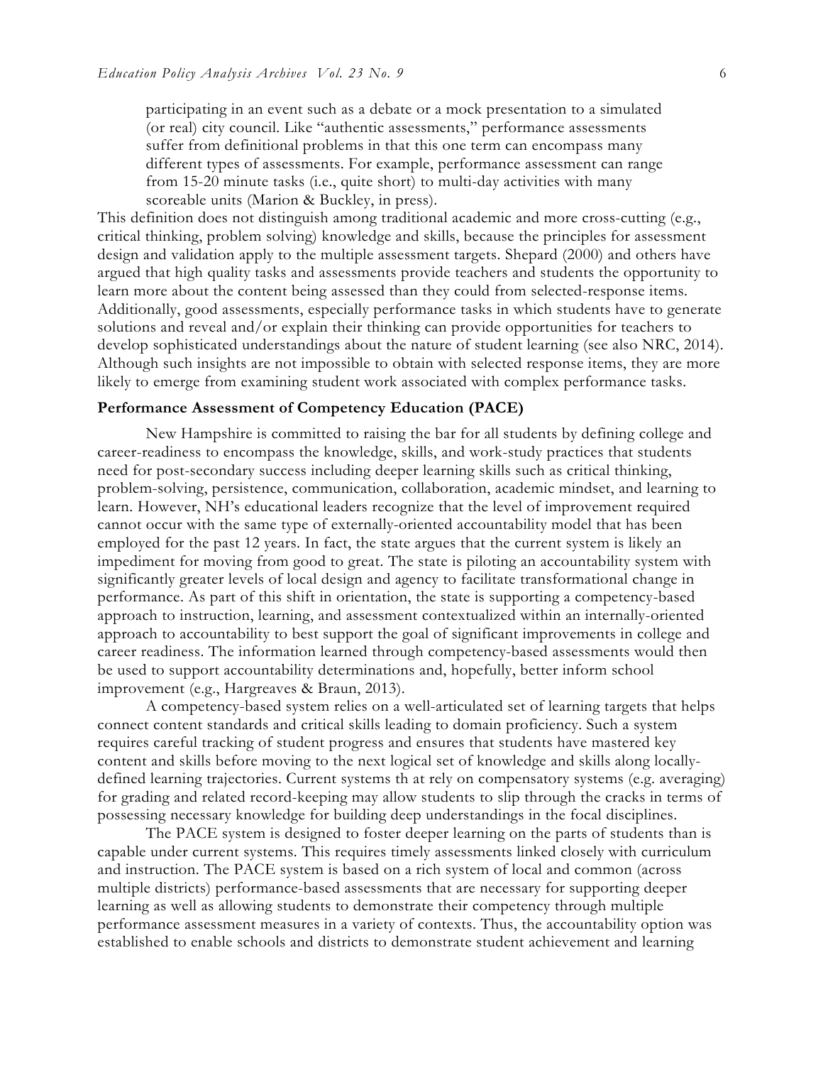> participating in an event such as a debate or a mock presentation to a simulated (or real) city council. Like "authentic assessments," performance assessments suffer from definitional problems in that this one term can encompass many different types of assessments. For example, performance assessment can range from 15-20 minute tasks (i.e., quite short) to multi-day activities with many scoreable units (Marion & Buckley, in press).

This definition does not distinguish among traditional academic and more cross-cutting (e.g., critical thinking, problem solving) knowledge and skills, because the principles for assessment design and validation apply to the multiple assessment targets. Shepard (2000) and others have argued that high quality tasks and assessments provide teachers and students the opportunity to learn more about the content being assessed than they could from selected-response items. Additionally, good assessments, especially performance tasks in which students have to generate solutions and reveal and/or explain their thinking can provide opportunities for teachers to develop sophisticated understandings about the nature of student learning (see also NRC, 2014). Although such insights are not impossible to obtain with selected response items, they are more likely to emerge from examining student work associated with complex performance tasks.

### Performance Assessment of Competency Education (PACE)

New Hampshire is committed to raising the bar for all students by defining college and career-readiness to encompass the knowledge, skills, and work-study practices that students need for post-secondary success including deeper learning skills such as critical thinking, problem-solving, persistence, communication, collaboration, academic mindset, and learning to learn. However, NH's educational leaders recognize that the level of improvement required cannot occur with the same type of externally-oriented accountability model that has been employed for the past 12 years. In fact, the state argues that the current system is likely an impediment for moving from good to great. The state is piloting an accountability system with significantly greater levels of local design and agency to facilitate transformational change in performance. As part of this shift in orientation, the state is supporting a competency-based approach to instruction, learning, and assessment contextualized within an internally-oriented approach to accountability to best support the goal of significant improvements in college and career readiness. The information learned through competency-based assessments would then be used to support accountability determinations and, hopefully, better inform school improvement (e.g., Hargreaves & Braun, 2013).

A competency-based system relies on a well-articulated set of learning targets that helps connect content standards and critical skills leading to domain proficiency. Such a system requires careful tracking of student progress and ensures that students have mastered key content and skills before moving to the next logical set of knowledge and skills along locally-defined learning trajectories. Current systems th at rely on compensatory systems (e.g. averaging) for grading and related record-keeping may allow students to slip through the cracks in terms of possessing necessary knowledge for building deep understandings in the focal disciplines.

The PACE system is designed to foster deeper learning on the parts of students than is capable under current systems. This requires timely assessments linked closely with curriculum and instruction. The PACE system is based on a rich system of local and common (across multiple districts) performance-based assessments that are necessary for supporting deeper learning as well as allowing students to demonstrate their competency through multiple performance assessment measures in a variety of contexts. Thus, the accountability option was established to enable schools and districts to demonstrate student achievement and learning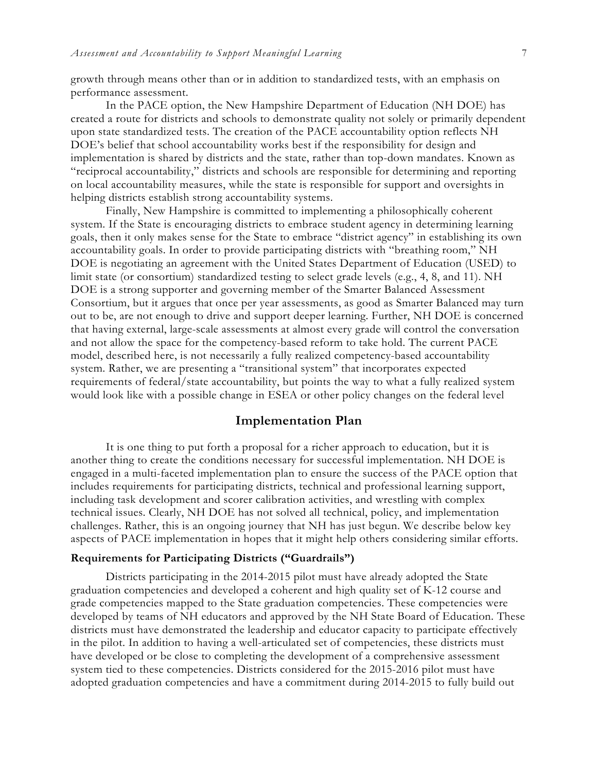growth through means other than or in addition to standardized tests, with an emphasis on performance assessment.

In the PACE option, the New Hampshire Department of Education (NH DOE) has created a route for districts and schools to demonstrate quality not solely or primarily dependent upon state standardized tests. The creation of the PACE accountability option reflects NH DOE's belief that school accountability works best if the responsibility for design and implementation is shared by districts and the state, rather than top-down mandates. Known as "reciprocal accountability," districts and schools are responsible for determining and reporting on local accountability measures, while the state is responsible for support and oversights in helping districts establish strong accountability systems.

Finally, New Hampshire is committed to implementing a philosophically coherent system. If the State is encouraging districts to embrace student agency in determining learning goals, then it only makes sense for the State to embrace "district agency" in establishing its own accountability goals. In order to provide participating districts with "breathing room," NH DOE is negotiating an agreement with the United States Department of Education (USED) to limit state (or consortium) standardized testing to select grade levels (e.g., 4, 8, and 11). NH DOE is a strong supporter and governing member of the Smarter Balanced Assessment Consortium, but it argues that once per year assessments, as good as Smarter Balanced may turn out to be, are not enough to drive and support deeper learning. Further, NH DOE is concerned that having external, large-scale assessments at almost every grade will control the conversation and not allow the space for the competency-based reform to take hold. The current PACE model, described here, is not necessarily a fully realized competency-based accountability system. Rather, we are presenting a "transitional system" that incorporates expected requirements of federal/state accountability, but points the way to what a fully realized system would look like with a possible change in ESEA or other policy changes on the federal level

## Implementation Plan

It is one thing to put forth a proposal for a richer approach to education, but it is another thing to create the conditions necessary for successful implementation. NH DOE is engaged in a multi-faceted implementation plan to ensure the success of the PACE option that includes requirements for participating districts, technical and professional learning support, including task development and scorer calibration activities, and wrestling with complex technical issues. Clearly, NH DOE has not solved all technical, policy, and implementation challenges. Rather, this is an ongoing journey that NH has just begun. We describe below key aspects of PACE implementation in hopes that it might help others considering similar efforts.

### Requirements for Participating Districts ("Guardrails")

Districts participating in the 2014-2015 pilot must have already adopted the State graduation competencies and developed a coherent and high quality set of K-12 course and grade competencies mapped to the State graduation competencies. These competencies were developed by teams of NH educators and approved by the NH State Board of Education. These districts must have demonstrated the leadership and educator capacity to participate effectively in the pilot. In addition to having a well-articulated set of competencies, these districts must have developed or be close to completing the development of a comprehensive assessment system tied to these competencies. Districts considered for the 2015-2016 pilot must have adopted graduation competencies and have a commitment during 2014-2015 to fully build out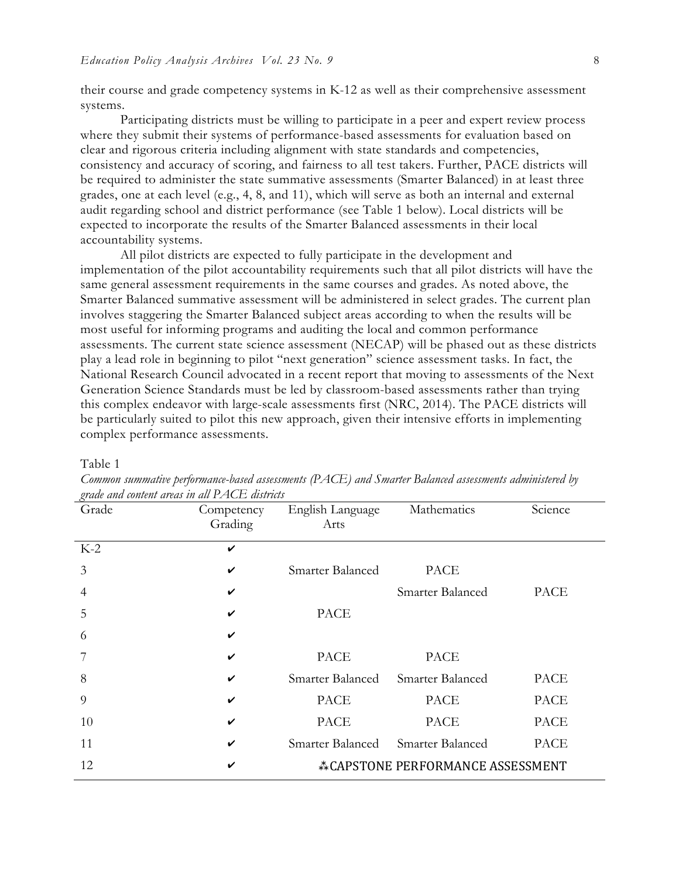their course and grade competency systems in K-12 as well as their comprehensive assessment systems.

Participating districts must be willing to participate in a peer and expert review process where they submit their systems of performance-based assessments for evaluation based on clear and rigorous criteria including alignment with state standards and competencies, consistency and accuracy of scoring, and fairness to all test takers. Further, PACE districts will be required to administer the state summative assessments (Smarter Balanced) in at least three grades, one at each level (e.g., 4, 8, and 11), which will serve as both an internal and external audit regarding school and district performance (see Table 1 below). Local districts will be expected to incorporate the results of the Smarter Balanced assessments in their local accountability systems.

All pilot districts are expected to fully participate in the development and implementation of the pilot accountability requirements such that all pilot districts will have the same general assessment requirements in the same courses and grades. As noted above, the Smarter Balanced summative assessment will be administered in select grades. The current plan involves staggering the Smarter Balanced subject areas according to when the results will be most useful for informing programs and auditing the local and common performance assessments. The current state science assessment (NECAP) will be phased out as these districts play a lead role in beginning to pilot "next generation" science assessment tasks. In fact, the National Research Council advocated in a recent report that moving to assessments of the Next Generation Science Standards must be led by classroom-based assessments rather than trying this complex endeavor with large-scale assessments first (NRC, 2014). The PACE districts will be particularly suited to pilot this new approach, given their intensive efforts in implementing complex performance assessments.

Table 1

*Common summative performance-based assessments (PACE) and Smarter Balanced assessments administered by grade and content areas in all PACE districts*

| Grade | Competency Grading | English Language Arts | Mathematics | Science |
|---|---|---|---|---|
| K-2 | ✔ | | | |
| 3 | ✔ | Smarter Balanced | PACE | |
| 4 | ✔ | | Smarter Balanced | PACE |
| 5 | ✔ | PACE | | |
| 6 | ✔ | | | |
| 7 | ✔ | PACE | PACE | |
| 8 | ✔ | Smarter Balanced | Smarter Balanced | PACE |
| 9 | ✔ | PACE | PACE | PACE |
| 10 | ✔ | PACE | PACE | PACE |
| 11 | ✔ | Smarter Balanced | Smarter Balanced | PACE |
| 12 | ✔ | ⁂CAPSTONE PERFORMANCE ASSESSMENT | | |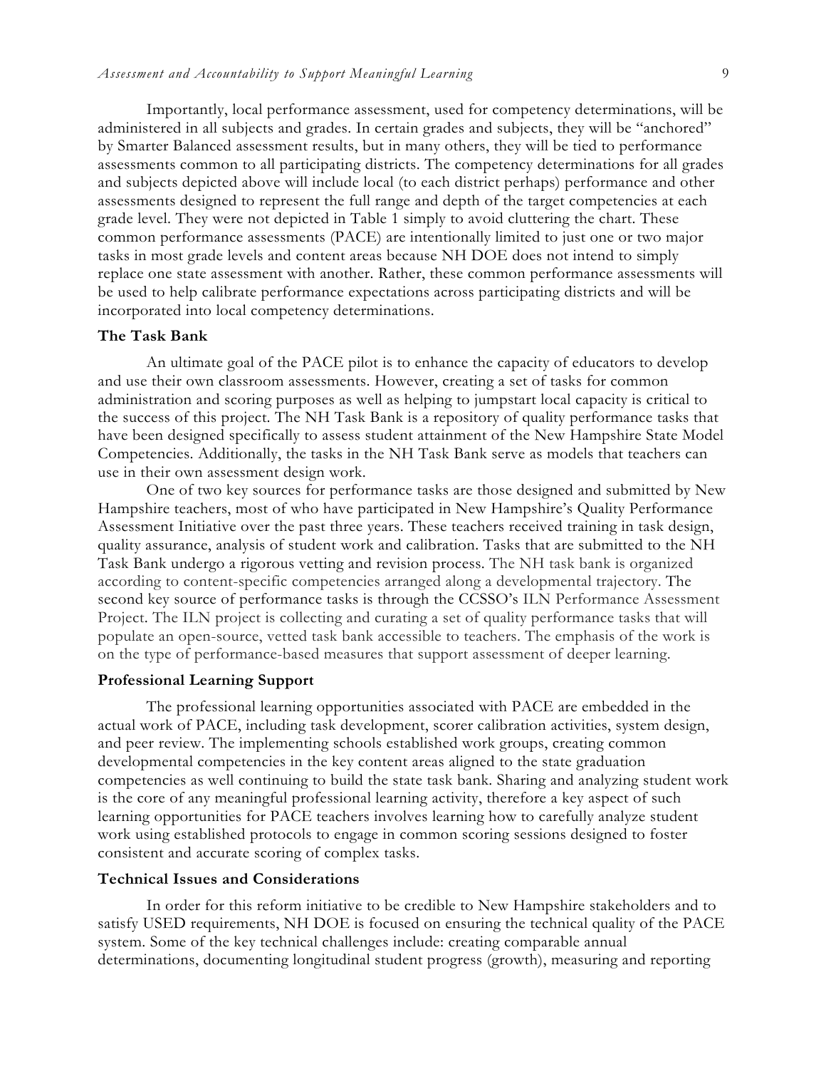Importantly, local performance assessment, used for competency determinations, will be administered in all subjects and grades. In certain grades and subjects, they will be "anchored" by Smarter Balanced assessment results, but in many others, they will be tied to performance assessments common to all participating districts. The competency determinations for all grades and subjects depicted above will include local (to each district perhaps) performance and other assessments designed to represent the full range and depth of the target competencies at each grade level. They were not depicted in Table 1 simply to avoid cluttering the chart. These common performance assessments (PACE) are intentionally limited to just one or two major tasks in most grade levels and content areas because NH DOE does not intend to simply replace one state assessment with another. Rather, these common performance assessments will be used to help calibrate performance expectations across participating districts and will be incorporated into local competency determinations.

### The Task Bank

An ultimate goal of the PACE pilot is to enhance the capacity of educators to develop and use their own classroom assessments. However, creating a set of tasks for common administration and scoring purposes as well as helping to jumpstart local capacity is critical to the success of this project. The NH Task Bank is a repository of quality performance tasks that have been designed specifically to assess student attainment of the New Hampshire State Model Competencies. Additionally, the tasks in the NH Task Bank serve as models that teachers can use in their own assessment design work.

One of two key sources for performance tasks are those designed and submitted by New Hampshire teachers, most of who have participated in New Hampshire's Quality Performance Assessment Initiative over the past three years. These teachers received training in task design, quality assurance, analysis of student work and calibration. Tasks that are submitted to the NH Task Bank undergo a rigorous vetting and revision process. The NH task bank is organized according to content-specific competencies arranged along a developmental trajectory. The second key source of performance tasks is through the CCSSO's ILN Performance Assessment Project. The ILN project is collecting and curating a set of quality performance tasks that will populate an open-source, vetted task bank accessible to teachers. The emphasis of the work is on the type of performance-based measures that support assessment of deeper learning.

### Professional Learning Support

The professional learning opportunities associated with PACE are embedded in the actual work of PACE, including task development, scorer calibration activities, system design, and peer review. The implementing schools established work groups, creating common developmental competencies in the key content areas aligned to the state graduation competencies as well continuing to build the state task bank. Sharing and analyzing student work is the core of any meaningful professional learning activity, therefore a key aspect of such learning opportunities for PACE teachers involves learning how to carefully analyze student work using established protocols to engage in common scoring sessions designed to foster consistent and accurate scoring of complex tasks.

### Technical Issues and Considerations

In order for this reform initiative to be credible to New Hampshire stakeholders and to satisfy USED requirements, NH DOE is focused on ensuring the technical quality of the PACE system. Some of the key technical challenges include: creating comparable annual determinations, documenting longitudinal student progress (growth), measuring and reporting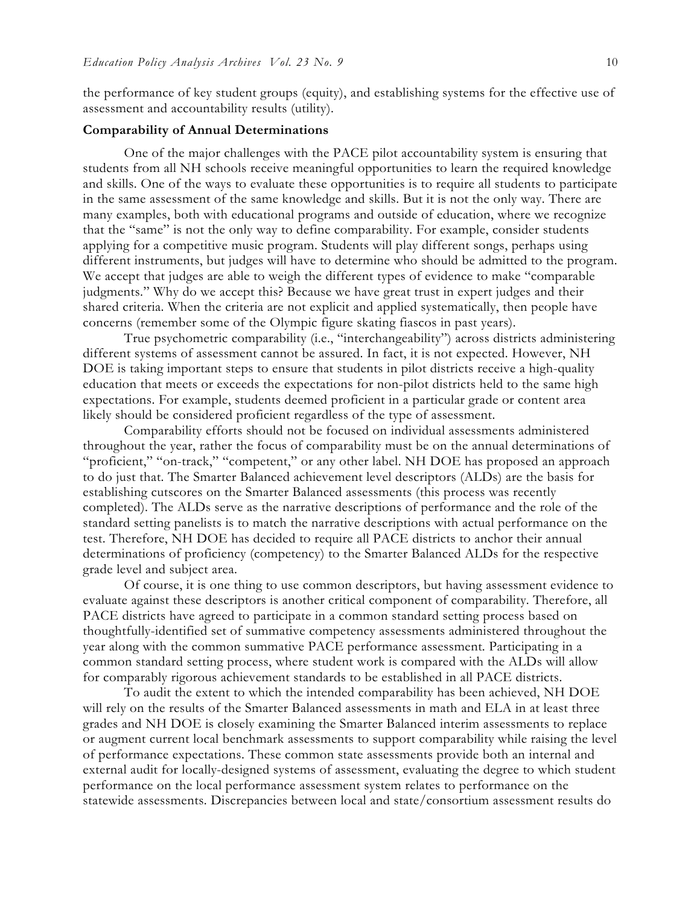the performance of key student groups (equity), and establishing systems for the effective use of assessment and accountability results (utility).

**Comparability of Annual Determinations**

One of the major challenges with the PACE pilot accountability system is ensuring that students from all NH schools receive meaningful opportunities to learn the required knowledge and skills. One of the ways to evaluate these opportunities is to require all students to participate in the same assessment of the same knowledge and skills. But it is not the only way. There are many examples, both with educational programs and outside of education, where we recognize that the "same" is not the only way to define comparability. For example, consider students applying for a competitive music program. Students will play different songs, perhaps using different instruments, but judges will have to determine who should be admitted to the program. We accept that judges are able to weigh the different types of evidence to make "comparable judgments." Why do we accept this? Because we have great trust in expert judges and their shared criteria. When the criteria are not explicit and applied systematically, then people have concerns (remember some of the Olympic figure skating fiascos in past years).

True psychometric comparability (i.e., "interchangeability") across districts administering different systems of assessment cannot be assured. In fact, it is not expected. However, NH DOE is taking important steps to ensure that students in pilot districts receive a high-quality education that meets or exceeds the expectations for non-pilot districts held to the same high expectations. For example, students deemed proficient in a particular grade or content area likely should be considered proficient regardless of the type of assessment.

Comparability efforts should not be focused on individual assessments administered throughout the year, rather the focus of comparability must be on the annual determinations of "proficient," "on-track," "competent," or any other label. NH DOE has proposed an approach to do just that. The Smarter Balanced achievement level descriptors (ALDs) are the basis for establishing cutscores on the Smarter Balanced assessments (this process was recently completed). The ALDs serve as the narrative descriptions of performance and the role of the standard setting panelists is to match the narrative descriptions with actual performance on the test. Therefore, NH DOE has decided to require all PACE districts to anchor their annual determinations of proficiency (competency) to the Smarter Balanced ALDs for the respective grade level and subject area.

Of course, it is one thing to use common descriptors, but having assessment evidence to evaluate against these descriptors is another critical component of comparability. Therefore, all PACE districts have agreed to participate in a common standard setting process based on thoughtfully-identified set of summative competency assessments administered throughout the year along with the common summative PACE performance assessment. Participating in a common standard setting process, where student work is compared with the ALDs will allow for comparably rigorous achievement standards to be established in all PACE districts.

To audit the extent to which the intended comparability has been achieved, NH DOE will rely on the results of the Smarter Balanced assessments in math and ELA in at least three grades and NH DOE is closely examining the Smarter Balanced interim assessments to replace or augment current local benchmark assessments to support comparability while raising the level of performance expectations. These common state assessments provide both an internal and external audit for locally-designed systems of assessment, evaluating the degree to which student performance on the local performance assessment system relates to performance on the statewide assessments. Discrepancies between local and state/consortium assessment results do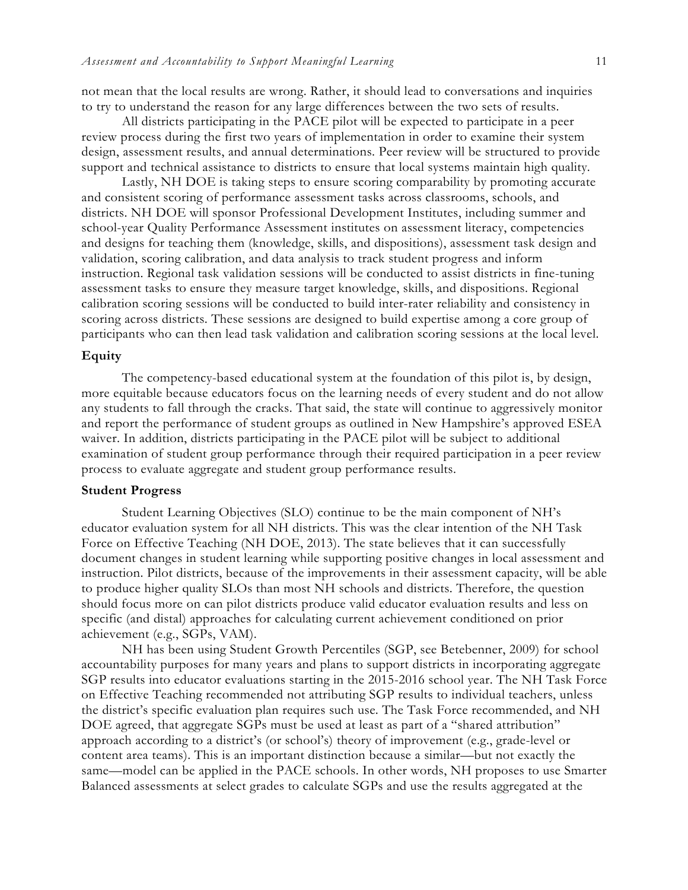not mean that the local results are wrong. Rather, it should lead to conversations and inquiries to try to understand the reason for any large differences between the two sets of results.

All districts participating in the PACE pilot will be expected to participate in a peer review process during the first two years of implementation in order to examine their system design, assessment results, and annual determinations. Peer review will be structured to provide support and technical assistance to districts to ensure that local systems maintain high quality.

Lastly, NH DOE is taking steps to ensure scoring comparability by promoting accurate and consistent scoring of performance assessment tasks across classrooms, schools, and districts. NH DOE will sponsor Professional Development Institutes, including summer and school-year Quality Performance Assessment institutes on assessment literacy, competencies and designs for teaching them (knowledge, skills, and dispositions), assessment task design and validation, scoring calibration, and data analysis to track student progress and inform instruction. Regional task validation sessions will be conducted to assist districts in fine-tuning assessment tasks to ensure they measure target knowledge, skills, and dispositions. Regional calibration scoring sessions will be conducted to build inter-rater reliability and consistency in scoring across districts. These sessions are designed to build expertise among a core group of participants who can then lead task validation and calibration scoring sessions at the local level.

**Equity**

The competency-based educational system at the foundation of this pilot is, by design, more equitable because educators focus on the learning needs of every student and do not allow any students to fall through the cracks. That said, the state will continue to aggressively monitor and report the performance of student groups as outlined in New Hampshire's approved ESEA waiver. In addition, districts participating in the PACE pilot will be subject to additional examination of student group performance through their required participation in a peer review process to evaluate aggregate and student group performance results.

**Student Progress**

Student Learning Objectives (SLO) continue to be the main component of NH's educator evaluation system for all NH districts. This was the clear intention of the NH Task Force on Effective Teaching (NH DOE, 2013). The state believes that it can successfully document changes in student learning while supporting positive changes in local assessment and instruction. Pilot districts, because of the improvements in their assessment capacity, will be able to produce higher quality SLOs than most NH schools and districts. Therefore, the question should focus more on can pilot districts produce valid educator evaluation results and less on specific (and distal) approaches for calculating current achievement conditioned on prior achievement (e.g., SGPs, VAM).

NH has been using Student Growth Percentiles (SGP, see Betebenner, 2009) for school accountability purposes for many years and plans to support districts in incorporating aggregate SGP results into educator evaluations starting in the 2015-2016 school year. The NH Task Force on Effective Teaching recommended not attributing SGP results to individual teachers, unless the district's specific evaluation plan requires such use. The Task Force recommended, and NH DOE agreed, that aggregate SGPs must be used at least as part of a "shared attribution" approach according to a district's (or school's) theory of improvement (e.g., grade-level or content area teams). This is an important distinction because a similar—but not exactly the same—model can be applied in the PACE schools. In other words, NH proposes to use Smarter Balanced assessments at select grades to calculate SGPs and use the results aggregated at the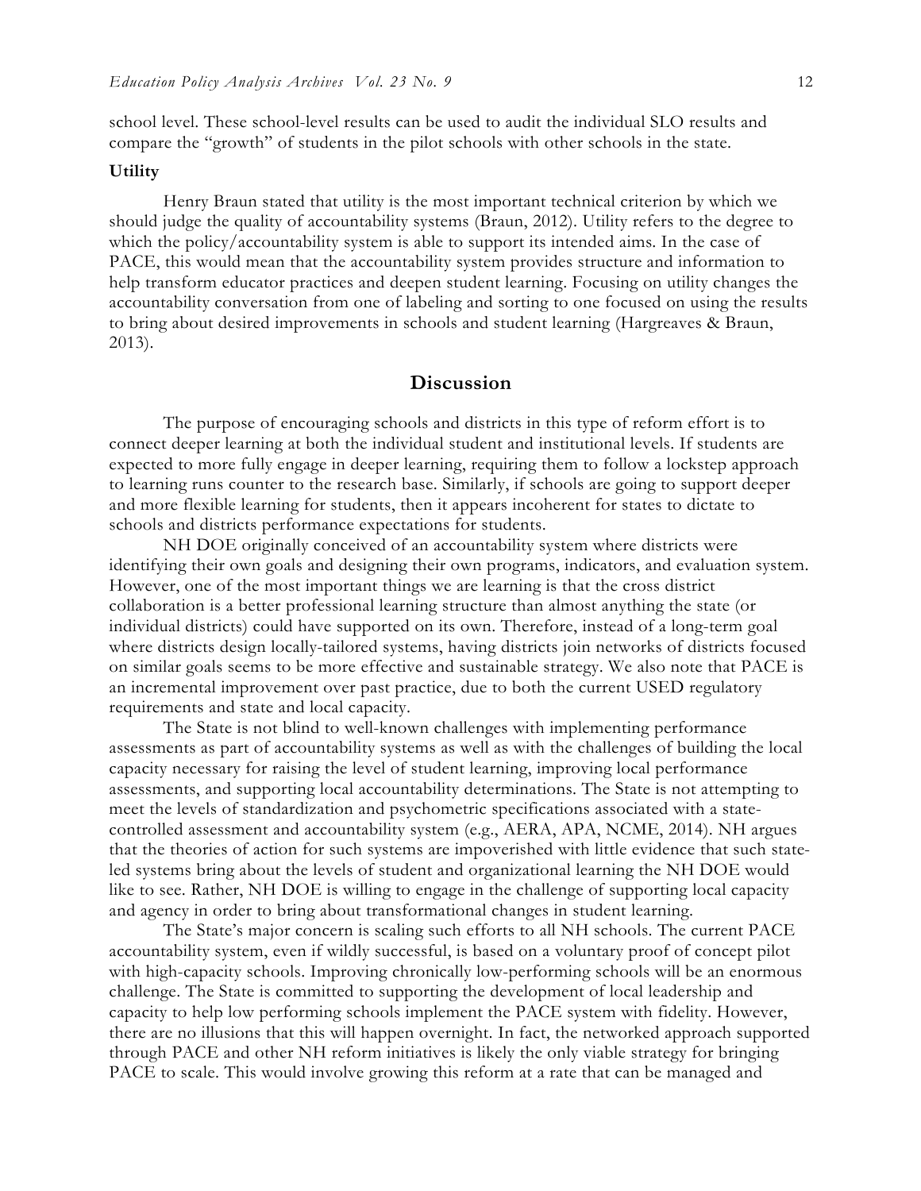school level. These school-level results can be used to audit the individual SLO results and compare the "growth" of students in the pilot schools with other schools in the state.

### Utility

Henry Braun stated that utility is the most important technical criterion by which we should judge the quality of accountability systems (Braun, 2012). Utility refers to the degree to which the policy/accountability system is able to support its intended aims. In the case of PACE, this would mean that the accountability system provides structure and information to help transform educator practices and deepen student learning. Focusing on utility changes the accountability conversation from one of labeling and sorting to one focused on using the results to bring about desired improvements in schools and student learning (Hargreaves & Braun, 2013).

## Discussion

The purpose of encouraging schools and districts in this type of reform effort is to connect deeper learning at both the individual student and institutional levels. If students are expected to more fully engage in deeper learning, requiring them to follow a lockstep approach to learning runs counter to the research base. Similarly, if schools are going to support deeper and more flexible learning for students, then it appears incoherent for states to dictate to schools and districts performance expectations for students.

NH DOE originally conceived of an accountability system where districts were identifying their own goals and designing their own programs, indicators, and evaluation system. However, one of the most important things we are learning is that the cross district collaboration is a better professional learning structure than almost anything the state (or individual districts) could have supported on its own. Therefore, instead of a long-term goal where districts design locally-tailored systems, having districts join networks of districts focused on similar goals seems to be more effective and sustainable strategy. We also note that PACE is an incremental improvement over past practice, due to both the current USED regulatory requirements and state and local capacity.

The State is not blind to well-known challenges with implementing performance assessments as part of accountability systems as well as with the challenges of building the local capacity necessary for raising the level of student learning, improving local performance assessments, and supporting local accountability determinations. The State is not attempting to meet the levels of standardization and psychometric specifications associated with a state-controlled assessment and accountability system (e.g., AERA, APA, NCME, 2014). NH argues that the theories of action for such systems are impoverished with little evidence that such state-led systems bring about the levels of student and organizational learning the NH DOE would like to see. Rather, NH DOE is willing to engage in the challenge of supporting local capacity and agency in order to bring about transformational changes in student learning.

The State's major concern is scaling such efforts to all NH schools. The current PACE accountability system, even if wildly successful, is based on a voluntary proof of concept pilot with high-capacity schools. Improving chronically low-performing schools will be an enormous challenge. The State is committed to supporting the development of local leadership and capacity to help low performing schools implement the PACE system with fidelity. However, there are no illusions that this will happen overnight. In fact, the networked approach supported through PACE and other NH reform initiatives is likely the only viable strategy for bringing PACE to scale. This would involve growing this reform at a rate that can be managed and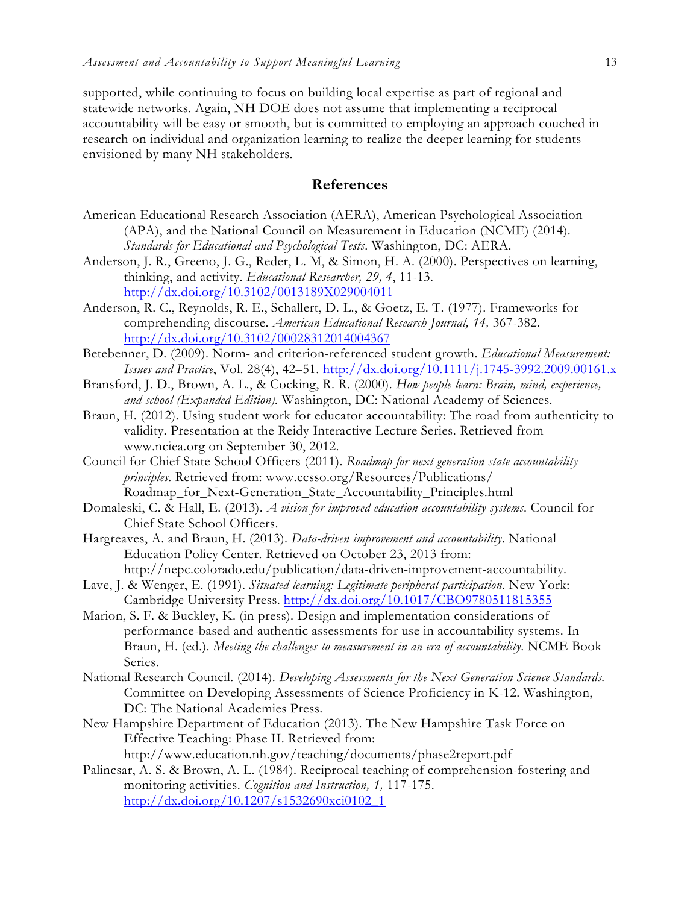supported, while continuing to focus on building local expertise as part of regional and statewide networks. Again, NH DOE does not assume that implementing a reciprocal accountability will be easy or smooth, but is committed to employing an approach couched in research on individual and organization learning to realize the deeper learning for students envisioned by many NH stakeholders.

## References

American Educational Research Association (AERA), American Psychological Association (APA), and the National Council on Measurement in Education (NCME) (2014). *Standards for Educational and Psychological Tests*. Washington, DC: AERA.

Anderson, J. R., Greeno, J. G., Reder, L. M, & Simon, H. A. (2000). Perspectives on learning, thinking, and activity. *Educational Researcher, 29, 4*, 11-13. http://dx.doi.org/10.3102/0013189X029004011

Anderson, R. C., Reynolds, R. E., Schallert, D. L., & Goetz, E. T. (1977). Frameworks for comprehending discourse. *American Educational Research Journal, 14,* 367-382. http://dx.doi.org/10.3102/00028312014004367

Betebenner, D. (2009). Norm- and criterion-referenced student growth. *Educational Measurement: Issues and Practice*, Vol. 28(4), 42–51. http://dx.doi.org/10.1111/j.1745-3992.2009.00161.x

Bransford, J. D., Brown, A. L., & Cocking, R. R. (2000). *How people learn: Brain, mind, experience, and school (Expanded Edition)*. Washington, DC: National Academy of Sciences.

Braun, H. (2012). Using student work for educator accountability: The road from authenticity to validity. Presentation at the Reidy Interactive Lecture Series. Retrieved from www.nciea.org on September 30, 2012.

Council for Chief State School Officers (2011). *Roadmap for next generation state accountability principles*. Retrieved from: www.ccsso.org/Resources/Publications/Roadmap_for_Next-Generation_State_Accountability_Principles.html

Domaleski, C. & Hall, E. (2013). *A vision for improved education accountability systems*. Council for Chief State School Officers.

Hargreaves, A. and Braun, H. (2013). *Data-driven improvement and accountability*. National Education Policy Center. Retrieved on October 23, 2013 from: http://nepc.colorado.edu/publication/data-driven-improvement-accountability.

Lave, J. & Wenger, E. (1991). *Situated learning: Legitimate peripheral participation*. New York: Cambridge University Press. http://dx.doi.org/10.1017/CBO9780511815355

Marion, S. F. & Buckley, K. (in press). Design and implementation considerations of performance-based and authentic assessments for use in accountability systems. In Braun, H. (ed.). *Meeting the challenges to measurement in an era of accountability*. NCME Book Series.

National Research Council. (2014). *Developing Assessments for the Next Generation Science Standards.* Committee on Developing Assessments of Science Proficiency in K-12. Washington, DC: The National Academies Press.

New Hampshire Department of Education (2013). The New Hampshire Task Force on Effective Teaching: Phase II. Retrieved from: http://www.education.nh.gov/teaching/documents/phase2report.pdf

Palincsar, A. S. & Brown, A. L. (1984). Reciprocal teaching of comprehension-fostering and monitoring activities. *Cognition and Instruction, 1,* 117-175. http://dx.doi.org/10.1207/s1532690xci0102_1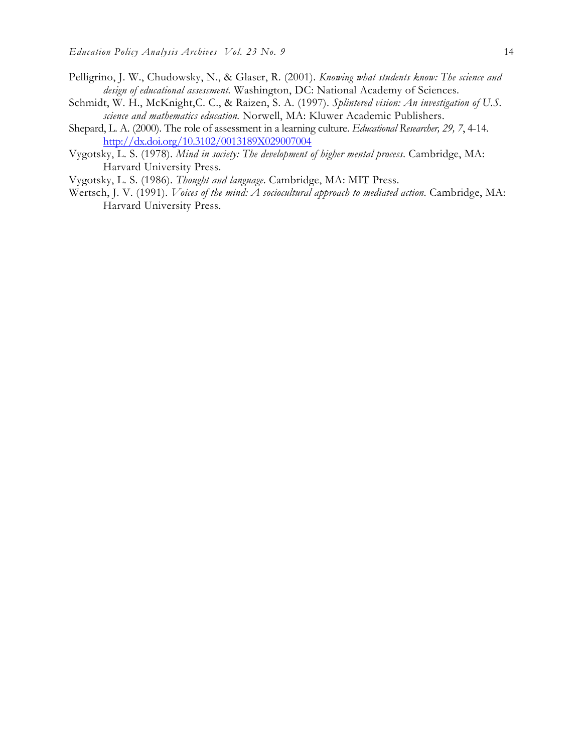Pelligrino, J. W., Chudowsky, N., & Glaser, R. (2001). *Knowing what students know: The science and design of educational assessment*. Washington, DC: National Academy of Sciences.

Schmidt, W. H., McKnight,C. C., & Raizen, S. A. (1997). *Splintered vision: An investigation of U.S. science and mathematics education*. Norwell, MA: Kluwer Academic Publishers.

Shepard, L. A. (2000). The role of assessment in a learning culture. *Educational Researcher, 29, 7*, 4-14. http://dx.doi.org/10.3102/0013189X029007004

Vygotsky, L. S. (1978). *Mind in society: The development of higher mental process*. Cambridge, MA: Harvard University Press.

Vygotsky, L. S. (1986). *Thought and language*. Cambridge, MA: MIT Press.

Wertsch, J. V. (1991). *Voices of the mind: A sociocultural approach to mediated action*. Cambridge, MA: Harvard University Press.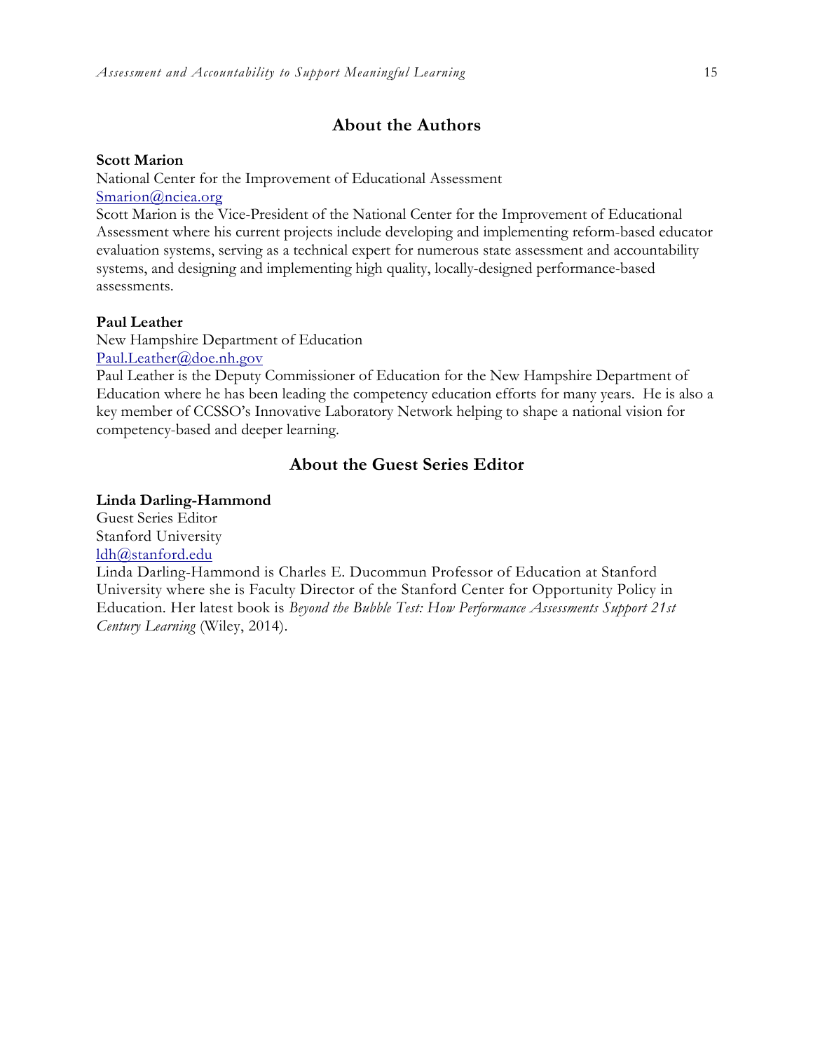## About the Authors

**Scott Marion**
National Center for the Improvement of Educational Assessment
Smarion@nciea.org
Scott Marion is the Vice-President of the National Center for the Improvement of Educational Assessment where his current projects include developing and implementing reform-based educator evaluation systems, serving as a technical expert for numerous state assessment and accountability systems, and designing and implementing high quality, locally-designed performance-based assessments.

**Paul Leather**
New Hampshire Department of Education
Paul.Leather@doe.nh.gov
Paul Leather is the Deputy Commissioner of Education for the New Hampshire Department of Education where he has been leading the competency education efforts for many years. He is also a key member of CCSSO's Innovative Laboratory Network helping to shape a national vision for competency-based and deeper learning.

## About the Guest Series Editor

**Linda Darling-Hammond**
Guest Series Editor
Stanford University
ldh@stanford.edu
Linda Darling-Hammond is Charles E. Ducommun Professor of Education at Stanford University where she is Faculty Director of the Stanford Center for Opportunity Policy in Education. Her latest book is *Beyond the Bubble Test: How Performance Assessments Support 21st Century Learning* (Wiley, 2014).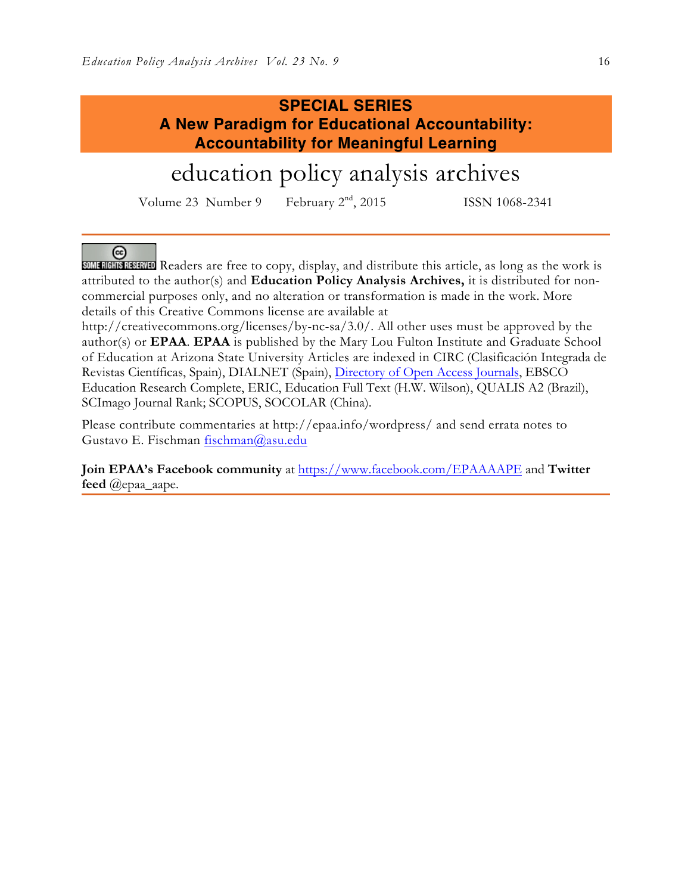**SPECIAL SERIES**
**A New Paradigm for Educational Accountability: Accountability for Meaningful Learning**

# education policy analysis archives

Volume 23 Number 9 February 2nd, 2015 ISSN 1068-2341

---

SOME RIGHTS RESERVED Readers are free to copy, display, and distribute this article, as long as the work is attributed to the author(s) and **Education Policy Analysis Archives,** it is distributed for non-commercial purposes only, and no alteration or transformation is made in the work. More details of this Creative Commons license are available at http://creativecommons.org/licenses/by-nc-sa/3.0/. All other uses must be approved by the author(s) or **EPAA**. **EPAA** is published by the Mary Lou Fulton Institute and Graduate School of Education at Arizona State University Articles are indexed in CIRC (Clasificación Integrada de Revistas Científicas, Spain), DIALNET (Spain), Directory of Open Access Journals, EBSCO Education Research Complete, ERIC, Education Full Text (H.W. Wilson), QUALIS A2 (Brazil), SCImago Journal Rank; SCOPUS, SOCOLAR (China).

Please contribute commentaries at http://epaa.info/wordpress/ and send errata notes to Gustavo E. Fischman fischman@asu.edu

**Join EPAA's Facebook community** at https://www.facebook.com/EPAAAAPE and **Twitter feed** @epaa_aape.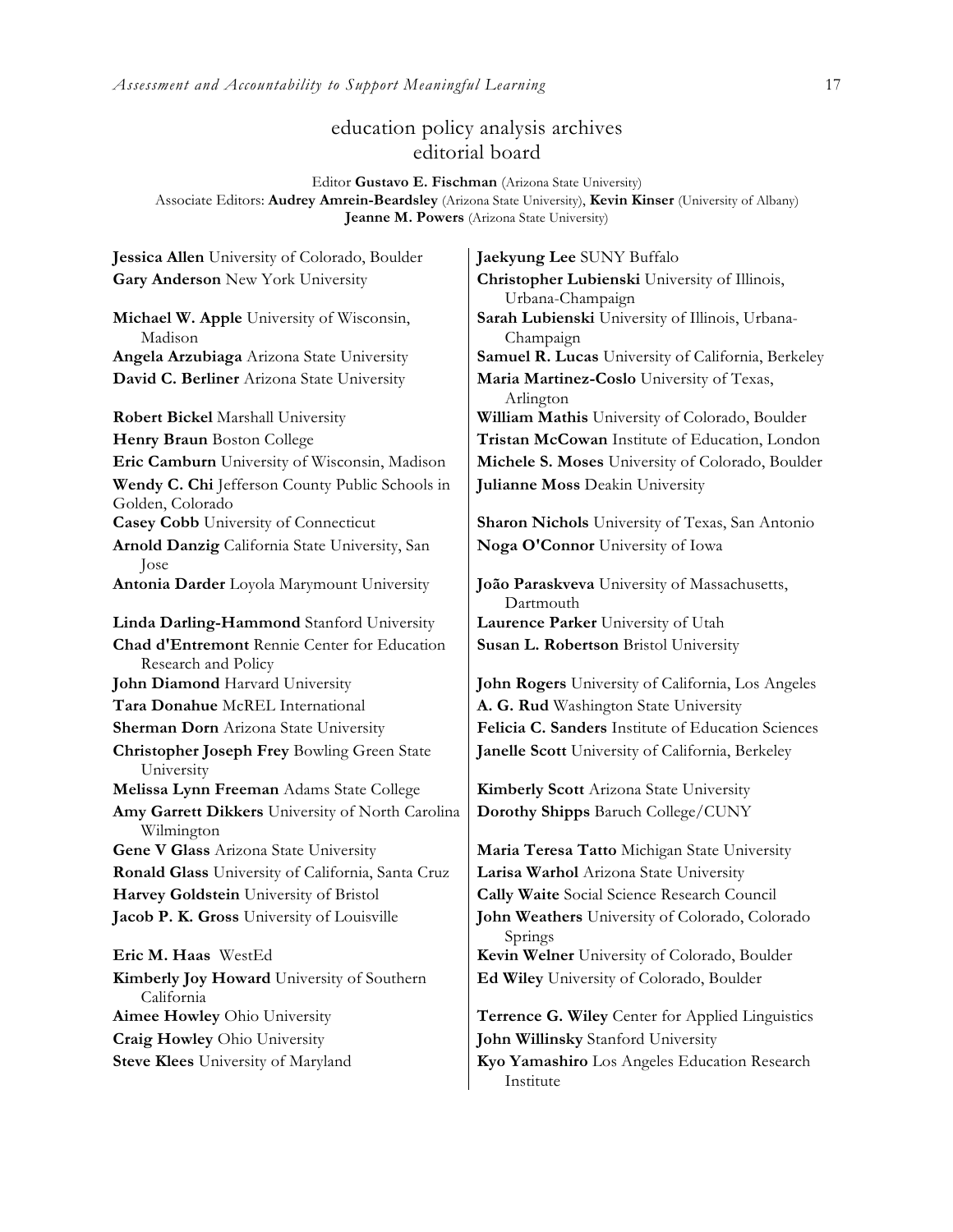# education policy analysis archives
## editorial board

Editor **Gustavo E. Fischman** (Arizona State University)
Associate Editors: **Audrey Amrein-Beardsley** (Arizona State University), **Kevin Kinser** (University of Albany)
**Jeanne M. Powers** (Arizona State University)

**Jessica Allen** University of Colorado, Boulder
**Gary Anderson** New York University
**Michael W. Apple** University of Wisconsin, Madison
**Angela Arzubiaga** Arizona State University
**David C. Berliner** Arizona State University
**Robert Bickel** Marshall University
**Henry Braun** Boston College
**Eric Camburn** University of Wisconsin, Madison
**Wendy C. Chi** Jefferson County Public Schools in Golden, Colorado
**Casey Cobb** University of Connecticut
**Arnold Danzig** California State University, San Jose
**Antonia Darder** Loyola Marymount University
**Linda Darling-Hammond** Stanford University
**Chad d'Entremont** Rennie Center for Education Research and Policy
**John Diamond** Harvard University
**Tara Donahue** McREL International
**Sherman Dorn** Arizona State University
**Christopher Joseph Frey** Bowling Green State University
**Melissa Lynn Freeman** Adams State College
**Amy Garrett Dikkers** University of North Carolina Wilmington
**Gene V Glass** Arizona State University
**Ronald Glass** University of California, Santa Cruz
**Harvey Goldstein** University of Bristol
**Jacob P. K. Gross** University of Louisville
**Eric M. Haas** WestEd
**Kimberly Joy Howard** University of Southern California
**Aimee Howley** Ohio University
**Craig Howley** Ohio University
**Steve Klees** University of Maryland
**Jaekyung Lee** SUNY Buffalo
**Christopher Lubienski** University of Illinois, Urbana-Champaign
**Sarah Lubienski** University of Illinois, Urbana-Champaign
**Samuel R. Lucas** University of California, Berkeley
**Maria Martinez-Coslo** University of Texas, Arlington
**William Mathis** University of Colorado, Boulder
**Tristan McCowan** Institute of Education, London
**Michele S. Moses** University of Colorado, Boulder
**Julianne Moss** Deakin University
**Sharon Nichols** University of Texas, San Antonio
**Noga O'Connor** University of Iowa
**João Paraskveva** University of Massachusetts, Dartmouth
**Laurence Parker** University of Utah
**Susan L. Robertson** Bristol University
**John Rogers** University of California, Los Angeles
**A. G. Rud** Washington State University
**Felicia C. Sanders** Institute of Education Sciences
**Janelle Scott** University of California, Berkeley
**Kimberly Scott** Arizona State University
**Dorothy Shipps** Baruch College/CUNY
**Maria Teresa Tatto** Michigan State University
**Larisa Warhol** Arizona State University
**Cally Waite** Social Science Research Council
**John Weathers** University of Colorado, Colorado Springs
**Kevin Welner** University of Colorado, Boulder
**Ed Wiley** University of Colorado, Boulder
**Terrence G. Wiley** Center for Applied Linguistics
**John Willinsky** Stanford University
**Kyo Yamashiro** Los Angeles Education Research Institute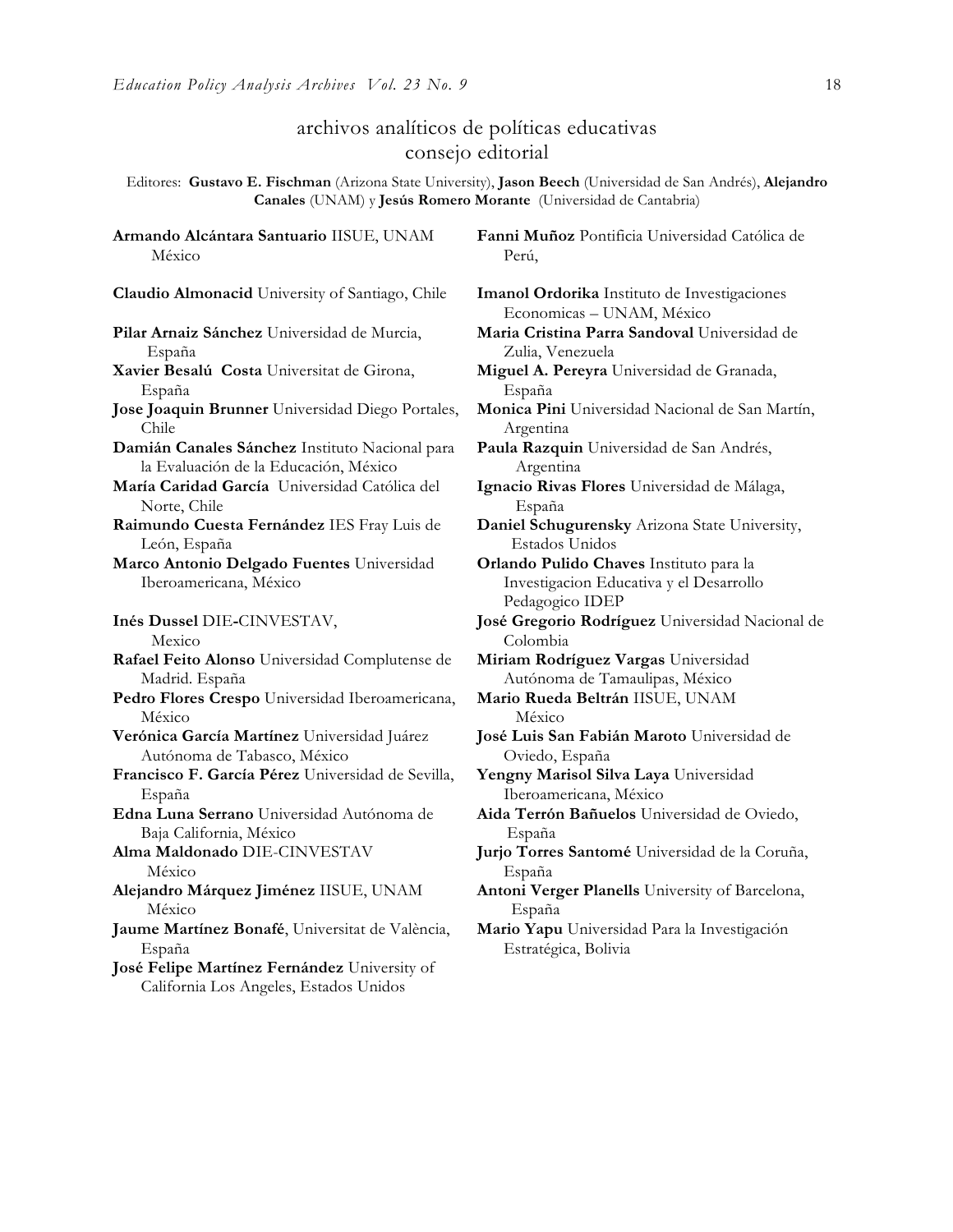## archivos analíticos de políticas educativas
## consejo editorial

Editores: **Gustavo E. Fischman** (Arizona State University), **Jason Beech** (Universidad de San Andrés), **Alejandro Canales** (UNAM) y **Jesús Romero Morante** (Universidad de Cantabria)

**Armando Alcántara Santuario** IISUE, UNAM México

**Claudio Almonacid** University of Santiago, Chile

**Pilar Arnaiz Sánchez** Universidad de Murcia, España

**Xavier Besalú Costa** Universitat de Girona, España

**Jose Joaquin Brunner** Universidad Diego Portales, Chile

**Damián Canales Sánchez** Instituto Nacional para la Evaluación de la Educación, México

**María Caridad García** Universidad Católica del Norte, Chile

**Raimundo Cuesta Fernández** IES Fray Luis de León, España

**Marco Antonio Delgado Fuentes** Universidad Iberoamericana, México

**Inés Dussel** DIE-CINVESTAV, Mexico

**Rafael Feito Alonso** Universidad Complutense de Madrid. España

**Pedro Flores Crespo** Universidad Iberoamericana, México

**Verónica García Martínez** Universidad Juárez Autónoma de Tabasco, México

**Francisco F. García Pérez** Universidad de Sevilla, España

**Edna Luna Serrano** Universidad Autónoma de Baja California, México

**Alma Maldonado** DIE-CINVESTAV México

**Alejandro Márquez Jiménez** IISUE, UNAM México

**Jaume Martínez Bonafé**, Universitat de València, España

**José Felipe Martínez Fernández** University of California Los Angeles, Estados Unidos

**Fanni Muñoz** Pontificia Universidad Católica de Perú,

**Imanol Ordorika** Instituto de Investigaciones Economicas – UNAM, México

**Maria Cristina Parra Sandoval** Universidad de Zulia, Venezuela

**Miguel A. Pereyra** Universidad de Granada, España

**Monica Pini** Universidad Nacional de San Martín, Argentina

**Paula Razquin** Universidad de San Andrés, Argentina

**Ignacio Rivas Flores** Universidad de Málaga, España

**Daniel Schugurensky** Arizona State University, Estados Unidos

**Orlando Pulido Chaves** Instituto para la Investigacion Educativa y el Desarrollo Pedagogico IDEP

**José Gregorio Rodríguez** Universidad Nacional de Colombia

**Miriam Rodríguez Vargas** Universidad Autónoma de Tamaulipas, México

**Mario Rueda Beltrán** IISUE, UNAM México

**José Luis San Fabián Maroto** Universidad de Oviedo, España

**Yengny Marisol Silva Laya** Universidad Iberoamericana, México

**Aida Terrón Bañuelos** Universidad de Oviedo, España

**Jurjo Torres Santomé** Universidad de la Coruña, España

**Antoni Verger Planells** University of Barcelona, España

**Mario Yapu** Universidad Para la Investigación Estratégica, Bolivia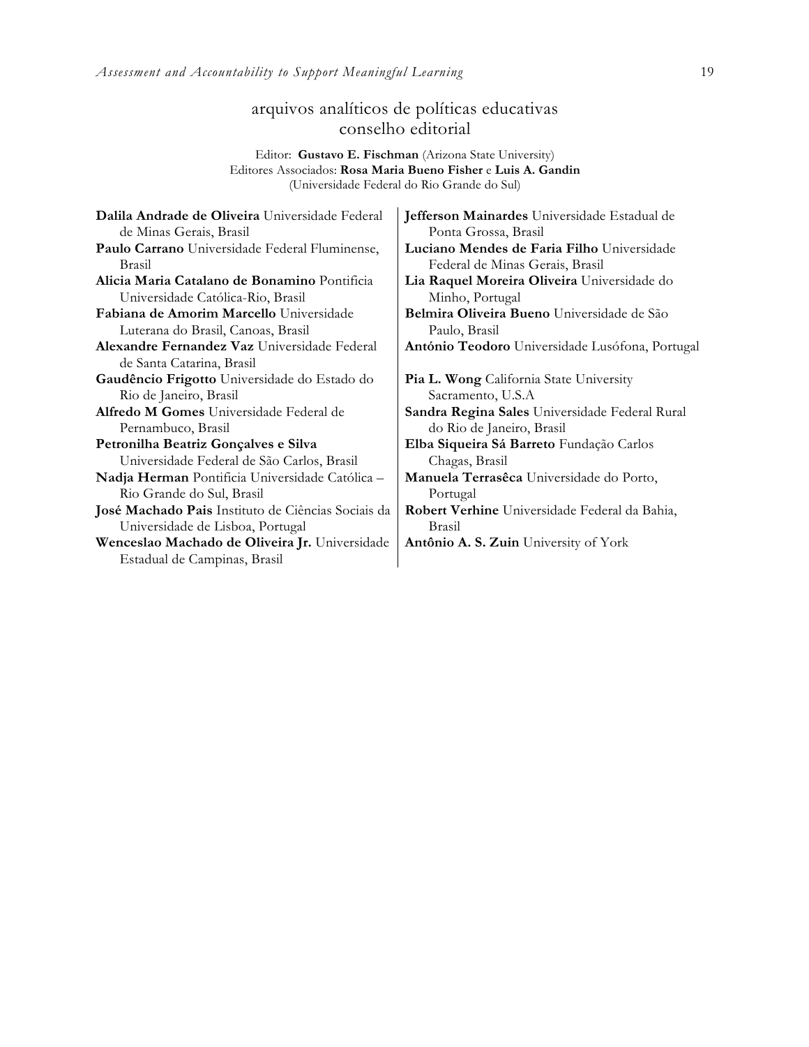## arquivos analíticos de políticas educativas
## conselho editorial

Editor: **Gustavo E. Fischman** (Arizona State University)
Editores Associados: **Rosa Maria Bueno Fisher** e **Luis A. Gandin**
(Universidade Federal do Rio Grande do Sul)

**Dalila Andrade de Oliveira** Universidade Federal de Minas Gerais, Brasil

**Paulo Carrano** Universidade Federal Fluminense, Brasil

**Alicia Maria Catalano de Bonamino** Pontificia Universidade Católica-Rio, Brasil

**Fabiana de Amorim Marcello** Universidade Luterana do Brasil, Canoas, Brasil

**Alexandre Fernandez Vaz** Universidade Federal de Santa Catarina, Brasil

**Gaudêncio Frigotto** Universidade do Estado do Rio de Janeiro, Brasil

**Alfredo M Gomes** Universidade Federal de Pernambuco, Brasil

**Petronilha Beatriz Gonçalves e Silva** Universidade Federal de São Carlos, Brasil

**Nadja Herman** Pontificia Universidade Católica – Rio Grande do Sul, Brasil

**José Machado Pais** Instituto de Ciências Sociais da Universidade de Lisboa, Portugal

**Wenceslao Machado de Oliveira Jr.** Universidade Estadual de Campinas, Brasil

**Jefferson Mainardes** Universidade Estadual de Ponta Grossa, Brasil

**Luciano Mendes de Faria Filho** Universidade Federal de Minas Gerais, Brasil

**Lia Raquel Moreira Oliveira** Universidade do Minho, Portugal

**Belmira Oliveira Bueno** Universidade de São Paulo, Brasil

**António Teodoro** Universidade Lusófona, Portugal

**Pia L. Wong** California State University Sacramento, U.S.A

**Sandra Regina Sales** Universidade Federal Rural do Rio de Janeiro, Brasil

**Elba Siqueira Sá Barreto** Fundação Carlos Chagas, Brasil

**Manuela Terrasêca** Universidade do Porto, Portugal

**Robert Verhine** Universidade Federal da Bahia, Brasil

**Antônio A. S. Zuin** University of York